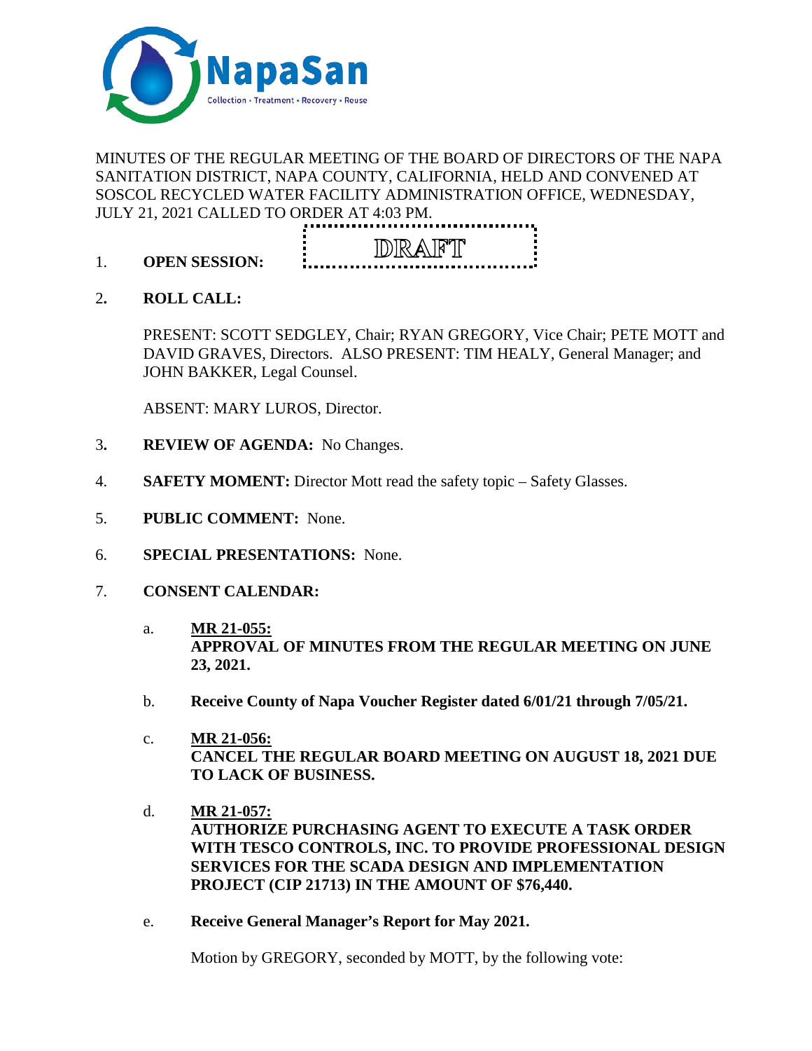NapaSan

Collection • Treatment • Recovery • Reuse

MINUTES OF THE REGULAR MEETING OF THE BOARD OF DIRECTORS OF THE NAPA SANITATION DISTRICT, NAPA COUNTY, CALIFORNIA, HELD AND CONVENED AT SOSCOL RECYCLED WATER FACILITY ADMINISTRATION OFFICE, WEDNESDAY, JULY 21, 2021 CALLED TO ORDER AT 4:03 PM.

DRAFT

1. **OPEN SESSION:**

2. **ROLL CALL:**

   PRESENT: SCOTT SEDGLEY, Chair; RYAN GREGORY, Vice Chair; PETE MOTT and DAVID GRAVES, Directors. ALSO PRESENT: TIM HEALY, General Manager; and JOHN BAKKER, Legal Counsel.

   ABSENT: MARY LUROS, Director.

3. **REVIEW OF AGENDA:** No Changes.

4. **SAFETY MOMENT:** Director Mott read the safety topic – Safety Glasses.

5. **PUBLIC COMMENT:** None.

6. **SPECIAL PRESENTATIONS:** None.

7. **CONSENT CALENDAR:**

   a. **MR 21-055:**
   **APPROVAL OF MINUTES FROM THE REGULAR MEETING ON JUNE 23, 2021.**

   b. **Receive County of Napa Voucher Register dated 6/01/21 through 7/05/21.**

   c. **MR 21-056:**
   **CANCEL THE REGULAR BOARD MEETING ON AUGUST 18, 2021 DUE TO LACK OF BUSINESS.**

   d. **MR 21-057:**
   **AUTHORIZE PURCHASING AGENT TO EXECUTE A TASK ORDER WITH TESCO CONTROLS, INC. TO PROVIDE PROFESSIONAL DESIGN SERVICES FOR THE SCADA DESIGN AND IMPLEMENTATION PROJECT (CIP 21713) IN THE AMOUNT OF $76,440.**

   e. **Receive General Manager's Report for May 2021.**

   Motion by GREGORY, seconded by MOTT, by the following vote: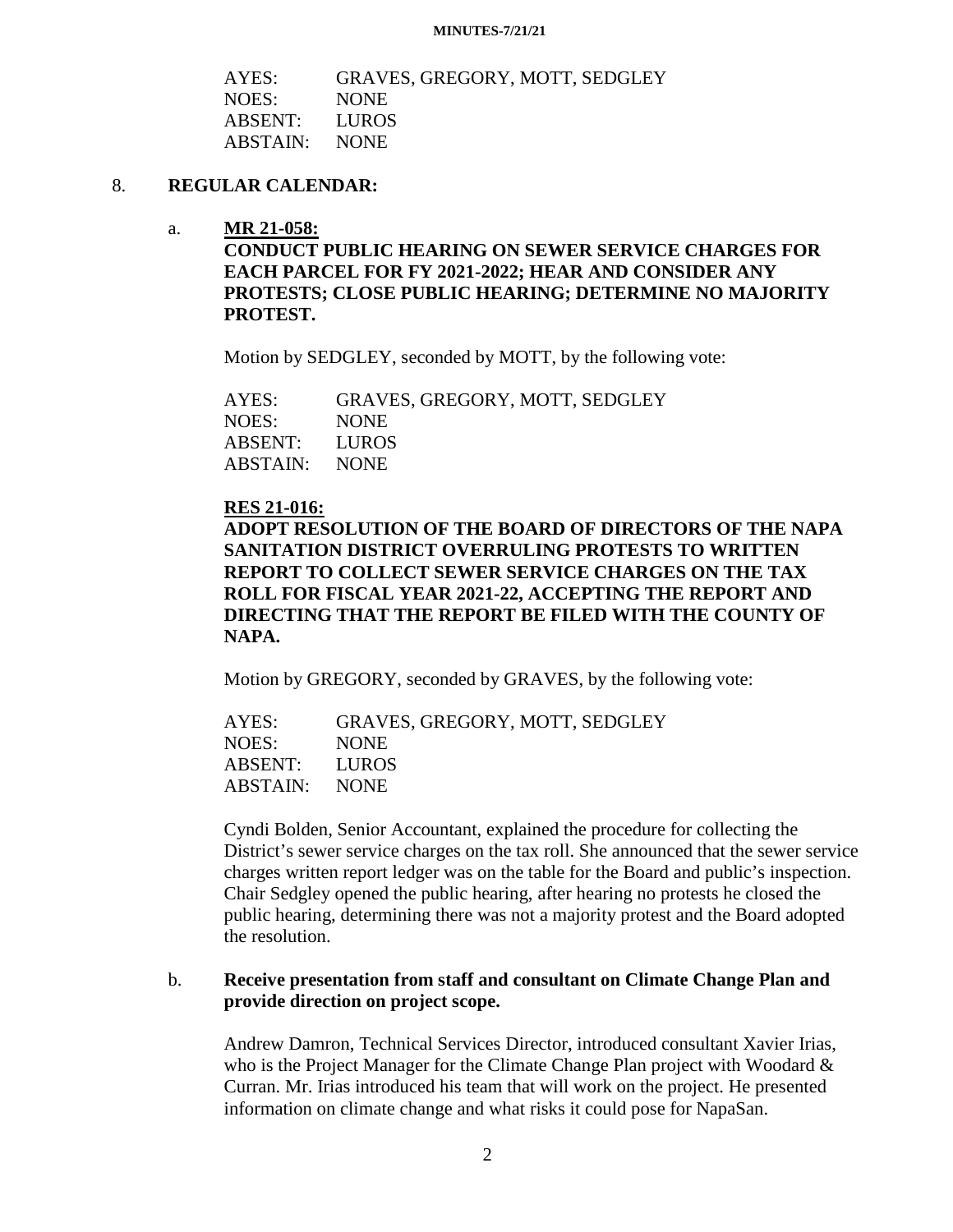| | |
|---|---|
| AYES: | GRAVES, GREGORY, MOTT, SEDGLEY |
| NOES: | NONE |
| ABSENT: | LUROS |
| ABSTAIN: | NONE |

8. **REGULAR CALENDAR:**

   a. **MR 21-058:**
   **CONDUCT PUBLIC HEARING ON SEWER SERVICE CHARGES FOR EACH PARCEL FOR FY 2021-2022; HEAR AND CONSIDER ANY PROTESTS; CLOSE PUBLIC HEARING; DETERMINE NO MAJORITY PROTEST.**

   Motion by SEDGLEY, seconded by MOTT, by the following vote:

| | |
|---|---|
| AYES: | GRAVES, GREGORY, MOTT, SEDGLEY |
| NOES: | NONE |
| ABSENT: | LUROS |
| ABSTAIN: | NONE |

   **RES 21-016:**
   **ADOPT RESOLUTION OF THE BOARD OF DIRECTORS OF THE NAPA SANITATION DISTRICT OVERRULING PROTESTS TO WRITTEN REPORT TO COLLECT SEWER SERVICE CHARGES ON THE TAX ROLL FOR FISCAL YEAR 2021-22, ACCEPTING THE REPORT AND DIRECTING THAT THE REPORT BE FILED WITH THE COUNTY OF NAPA.**

   Motion by GREGORY, seconded by GRAVES, by the following vote:

| | |
|---|---|
| AYES: | GRAVES, GREGORY, MOTT, SEDGLEY |
| NOES: | NONE |
| ABSENT: | LUROS |
| ABSTAIN: | NONE |

   Cyndi Bolden, Senior Accountant, explained the procedure for collecting the District's sewer service charges on the tax roll. She announced that the sewer service charges written report ledger was on the table for the Board and public's inspection. Chair Sedgley opened the public hearing, after hearing no protests he closed the public hearing, determining there was not a majority protest and the Board adopted the resolution.

   b. **Receive presentation from staff and consultant on Climate Change Plan and provide direction on project scope.**

   Andrew Damron, Technical Services Director, introduced consultant Xavier Irias, who is the Project Manager for the Climate Change Plan project with Woodard & Curran. Mr. Irias introduced his team that will work on the project. He presented information on climate change and what risks it could pose for NapaSan.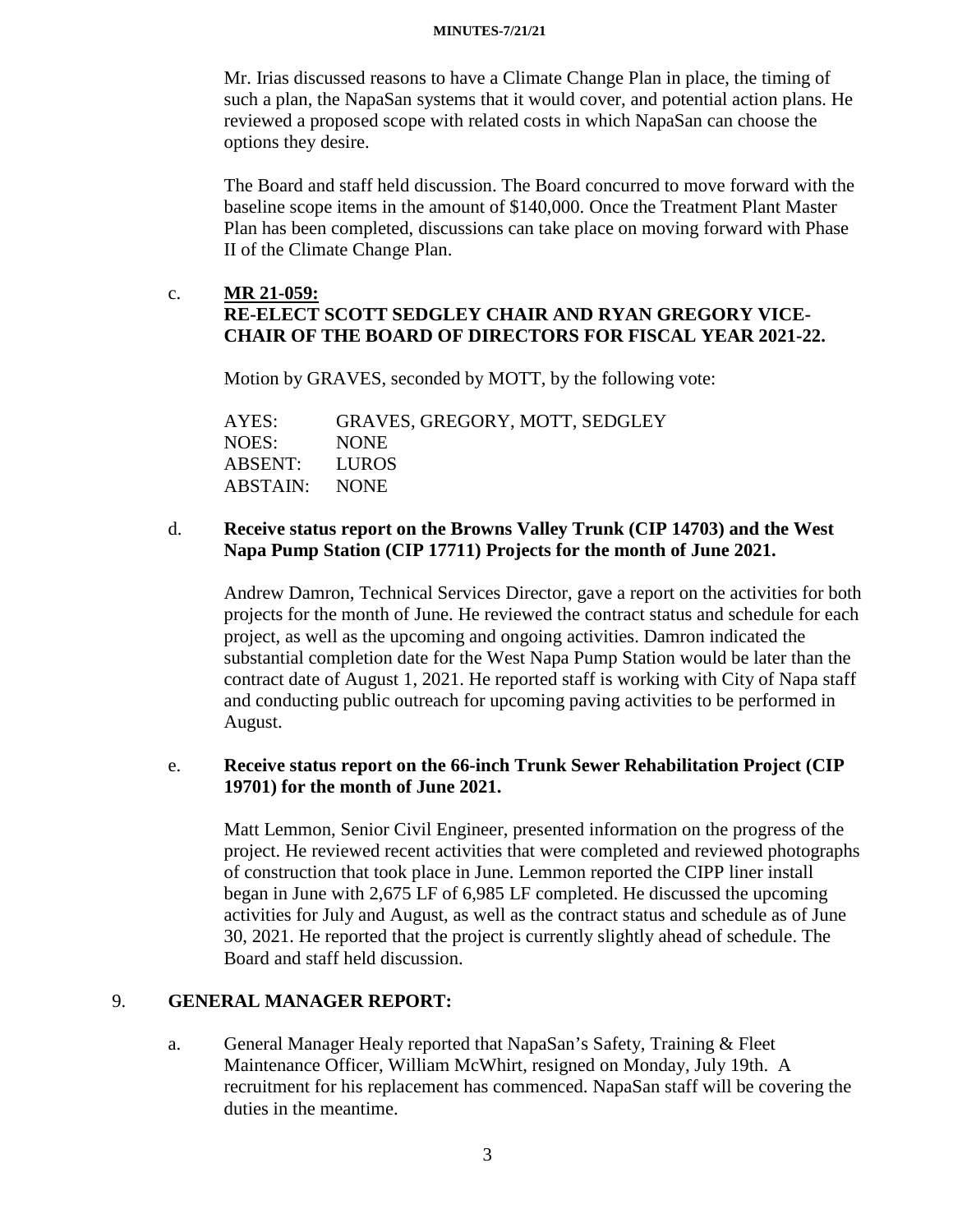Mr. Irias discussed reasons to have a Climate Change Plan in place, the timing of such a plan, the NapaSan systems that it would cover, and potential action plans. He reviewed a proposed scope with related costs in which NapaSan can choose the options they desire.

The Board and staff held discussion. The Board concurred to move forward with the baseline scope items in the amount of $140,000. Once the Treatment Plant Master Plan has been completed, discussions can take place on moving forward with Phase II of the Climate Change Plan.

c. **MR 21-059:**
**RE-ELECT SCOTT SEDGLEY CHAIR AND RYAN GREGORY VICE-CHAIR OF THE BOARD OF DIRECTORS FOR FISCAL YEAR 2021-22.**

Motion by GRAVES, seconded by MOTT, by the following vote:

AYES: GRAVES, GREGORY, MOTT, SEDGLEY
NOES: NONE
ABSENT: LUROS
ABSTAIN: NONE

d. **Receive status report on the Browns Valley Trunk (CIP 14703) and the West Napa Pump Station (CIP 17711) Projects for the month of June 2021.**

Andrew Damron, Technical Services Director, gave a report on the activities for both projects for the month of June. He reviewed the contract status and schedule for each project, as well as the upcoming and ongoing activities. Damron indicated the substantial completion date for the West Napa Pump Station would be later than the contract date of August 1, 2021. He reported staff is working with City of Napa staff and conducting public outreach for upcoming paving activities to be performed in August.

e. **Receive status report on the 66-inch Trunk Sewer Rehabilitation Project (CIP 19701) for the month of June 2021.**

Matt Lemmon, Senior Civil Engineer, presented information on the progress of the project. He reviewed recent activities that were completed and reviewed photographs of construction that took place in June. Lemmon reported the CIPP liner install began in June with 2,675 LF of 6,985 LF completed. He discussed the upcoming activities for July and August, as well as the contract status and schedule as of June 30, 2021. He reported that the project is currently slightly ahead of schedule. The Board and staff held discussion.

## 9. GENERAL MANAGER REPORT:

a. General Manager Healy reported that NapaSan's Safety, Training & Fleet Maintenance Officer, William McWhirt, resigned on Monday, July 19th. A recruitment for his replacement has commenced. NapaSan staff will be covering the duties in the meantime.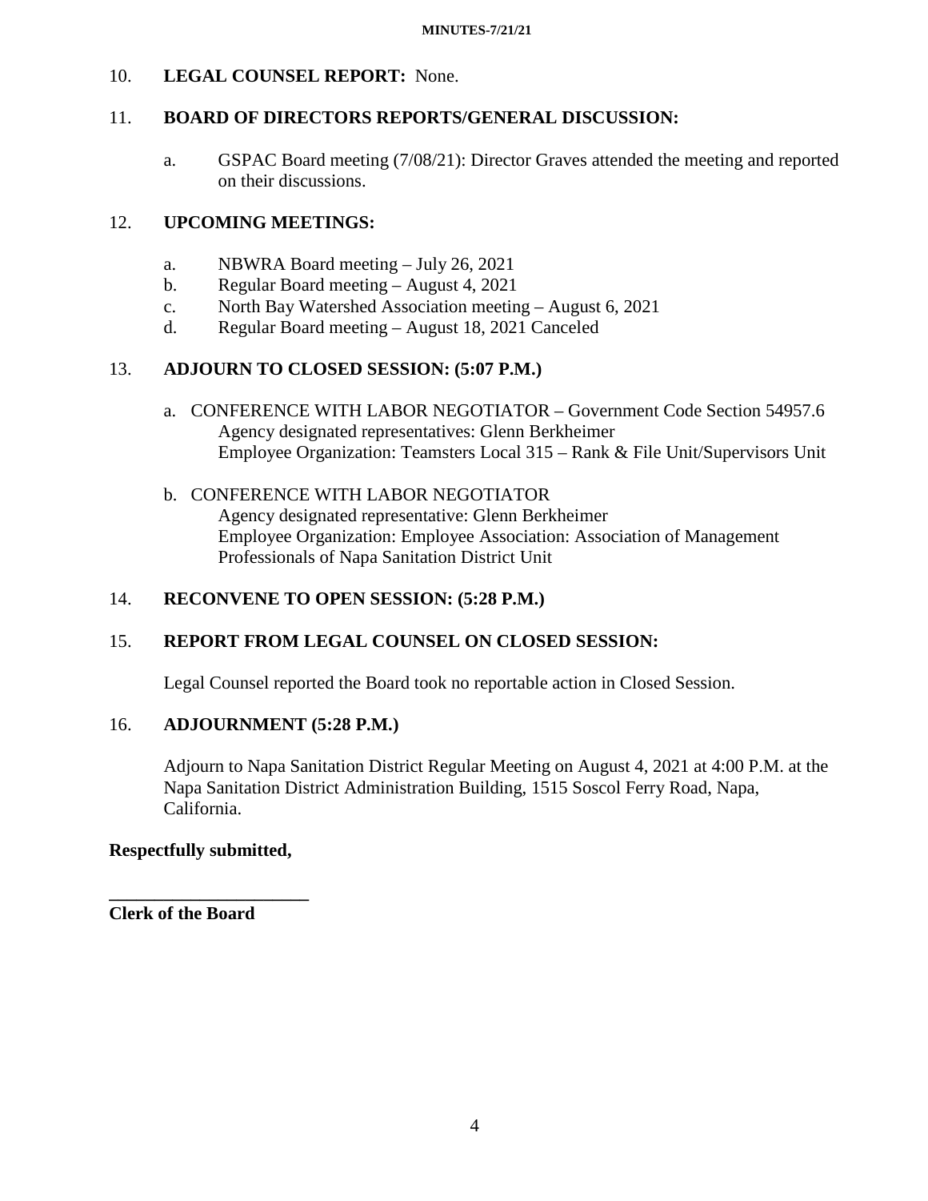10. **LEGAL COUNSEL REPORT:** None.

11. **BOARD OF DIRECTORS REPORTS/GENERAL DISCUSSION:**

    a. GSPAC Board meeting (7/08/21): Director Graves attended the meeting and reported on their discussions.

12. **UPCOMING MEETINGS:**

    a. NBWRA Board meeting – July 26, 2021
    b. Regular Board meeting – August 4, 2021
    c. North Bay Watershed Association meeting – August 6, 2021
    d. Regular Board meeting – August 18, 2021 Canceled

13. **ADJOURN TO CLOSED SESSION: (5:07 P.M.)**

    a. CONFERENCE WITH LABOR NEGOTIATOR – Government Code Section 54957.6
       Agency designated representatives: Glenn Berkheimer
       Employee Organization: Teamsters Local 315 – Rank & File Unit/Supervisors Unit

    b. CONFERENCE WITH LABOR NEGOTIATOR
       Agency designated representative: Glenn Berkheimer
       Employee Organization: Employee Association: Association of Management Professionals of Napa Sanitation District Unit

14. **RECONVENE TO OPEN SESSION: (5:28 P.M.)**

15. **REPORT FROM LEGAL COUNSEL ON CLOSED SESSION:**

    Legal Counsel reported the Board took no reportable action in Closed Session.

16. **ADJOURNMENT (5:28 P.M.)**

    Adjourn to Napa Sanitation District Regular Meeting on August 4, 2021 at 4:00 P.M. at the Napa Sanitation District Administration Building, 1515 Soscol Ferry Road, Napa, California.

**Respectfully submitted,**

**______________________**
**Clerk of the Board**